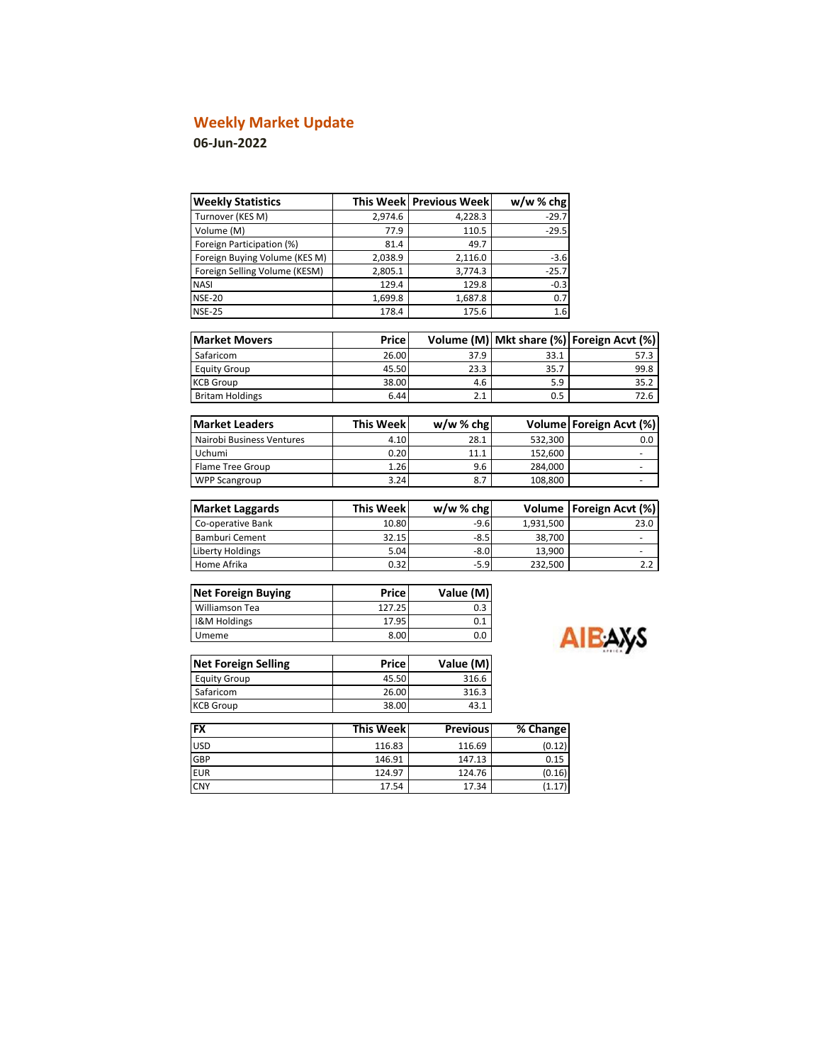# Weekly Market Update

**06-Jun-2022**

| Weekly Statistics | This Week | Previous Week | w/w % chg |
|---|---|---|---|
| Turnover (KES M) | 2,974.6 | 4,228.3 | -29.7 |
| Volume (M) | 77.9 | 110.5 | -29.5 |
| Foreign Participation (%) | 81.4 | 49.7 | |
| Foreign Buying Volume (KES M) | 2,038.9 | 2,116.0 | -3.6 |
| Foreign Selling Volume (KESM) | 2,805.1 | 3,774.3 | -25.7 |
| NASI | 129.4 | 129.8 | -0.3 |
| NSE-20 | 1,699.8 | 1,687.8 | 0.7 |
| NSE-25 | 178.4 | 175.6 | 1.6 |

| Market Movers | Price | Volume (M) | Mkt share (%) | Foreign Acvt (%) |
|---|---|---|---|---|
| Safaricom | 26.00 | 37.9 | 33.1 | 57.3 |
| Equity Group | 45.50 | 23.3 | 35.7 | 99.8 |
| KCB Group | 38.00 | 4.6 | 5.9 | 35.2 |
| Britam Holdings | 6.44 | 2.1 | 0.5 | 72.6 |

| Market Leaders | This Week | w/w % chg | Volume | Foreign Acvt (%) |
|---|---|---|---|---|
| Nairobi Business Ventures | 4.10 | 28.1 | 532,300 | 0.0 |
| Uchumi | 0.20 | 11.1 | 152,600 | - |
| Flame Tree Group | 1.26 | 9.6 | 284,000 | - |
| WPP Scangroup | 3.24 | 8.7 | 108,800 | - |

| Market Laggards | This Week | w/w % chg | Volume | Foreign Acvt (%) |
|---|---|---|---|---|
| Co-operative Bank | 10.80 | -9.6 | 1,931,500 | 23.0 |
| Bamburi Cement | 32.15 | -8.5 | 38,700 | - |
| Liberty Holdings | 5.04 | -8.0 | 13,900 | - |
| Home Afrika | 0.32 | -5.9 | 232,500 | 2.2 |

| Net Foreign Buying | Price | Value (M) |
|---|---|---|
| Williamson Tea | 127.25 | 0.3 |
| I&M Holdings | 17.95 | 0.1 |
| Umeme | 8.00 | 0.0 |

| Net Foreign Selling | Price | Value (M) |
|---|---|---|
| Equity Group | 45.50 | 316.6 |
| Safaricom | 26.00 | 316.3 |
| KCB Group | 38.00 | 43.1 |

| FX | This Week | Previous | % Change |
|---|---|---|---|
| USD | 116.83 | 116.69 | (0.12) |
| GBP | 146.91 | 147.13 | 0.15 |
| EUR | 124.97 | 124.76 | (0.16) |
| CNY | 17.54 | 17.34 | (1.17) |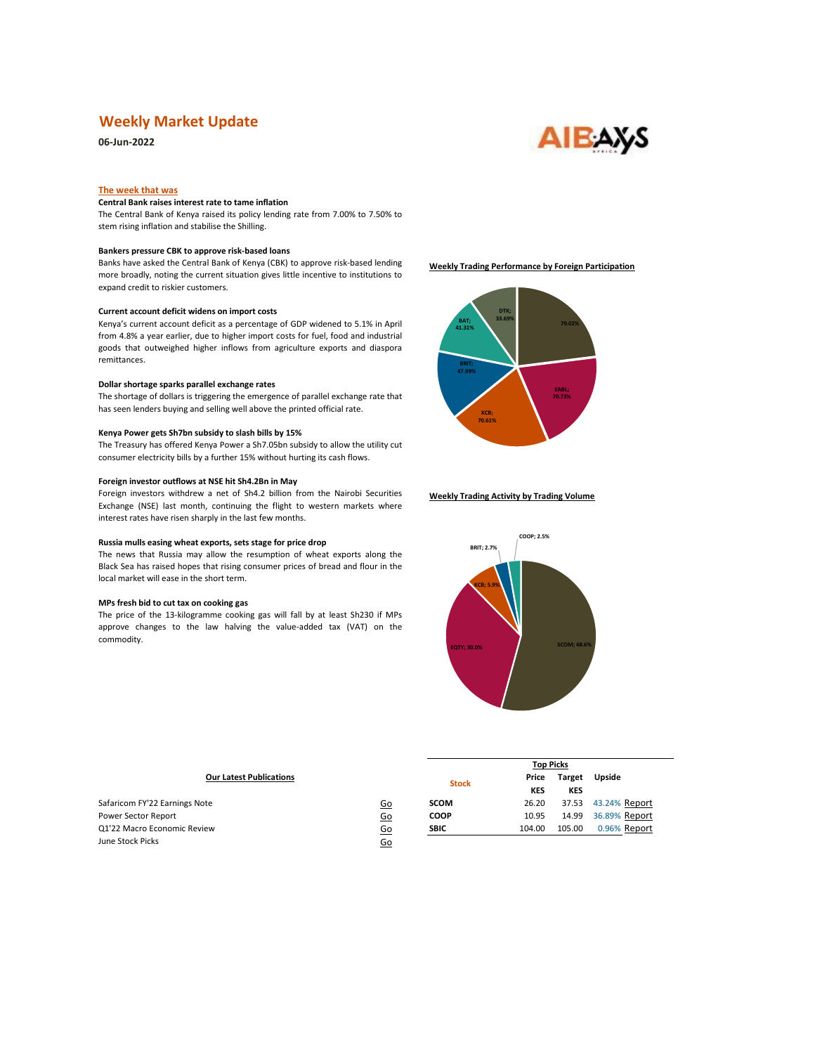# Weekly Market Update

**06-Jun-2022**

## The week that was

**Central Bank raises interest rate to tame inflation**

The Central Bank of Kenya raised its policy lending rate from 7.00% to 7.50% to stem rising inflation and stabilise the Shilling.

**Bankers pressure CBK to approve risk-based loans**

Banks have asked the Central Bank of Kenya (CBK) to approve risk-based lending more broadly, noting the current situation gives little incentive to institutions to expand credit to riskier customers.

**Current account deficit widens on import costs**

Kenya's current account deficit as a percentage of GDP widened to 5.1% in April from 4.8% a year earlier, due to higher import costs for fuel, food and industrial goods that outweighed higher inflows from agriculture exports and diaspora remittances.

**Dollar shortage sparks parallel exchange rates**

The shortage of dollars is triggering the emergence of parallel exchange rate that has seen lenders buying and selling well above the printed official rate.

**Kenya Power gets Sh7bn subsidy to slash bills by 15%**

The Treasury has offered Kenya Power a Sh7.05bn subsidy to allow the utility cut consumer electricity bills by a further 15% without hurting its cash flows.

**Foreign investor outflows at NSE hit Sh4.2Bn in May**

Foreign investors withdrew a net of Sh4.2 billion from the Nairobi Securities Exchange (NSE) last month, continuing the flight to western markets where interest rates have risen sharply in the last few months.

**Russia mulls easing wheat exports, sets stage for price drop**

The news that Russia may allow the resumption of wheat exports along the Black Sea has raised hopes that rising consumer prices of bread and flour in the local market will ease in the short term.

**MPs fresh bid to cut tax on cooking gas**

The price of the 13-kilogramme cooking gas will fall by at least Sh230 if MPs approve changes to the law halving the value-added tax (VAT) on the commodity.

**Weekly Trading Performance by Foreign Participation**

| Stock | Foreign Participation |
|---|---|
| (unlabelled) | 79.02% |
| EABL | 70.73% |
| KCB | 70.61% |
| BRIT | 47.99% |
| BAT | 41.31% |
| DTK | 33.69% |

**Weekly Trading Activity by Trading Volume**

| Stock | Share of Volume |
|---|---|
| SCOM | 48.6% |
| EQTY | 30.0% |
| KCB | 5.9% |
| BRIT | 2.7% |
| COOP | 2.5% |

**Our Latest Publications**

| Publication | Link |
|---|---|
| Safaricom FY'22 Earnings Note | Go |
| Power Sector Report | Go |
| Q1'22 Macro Economic Review | Go |
| June Stock Picks | Go |

**Top Picks**

| Stock | Price KES | Target KES | Upside | |
|---|---|---|---|---|
| SCOM | 26.20 | 37.53 | 43.24% | Report |
| COOP | 10.95 | 14.99 | 36.89% | Report |
| SBIC | 104.00 | 105.00 | 0.96% | Report |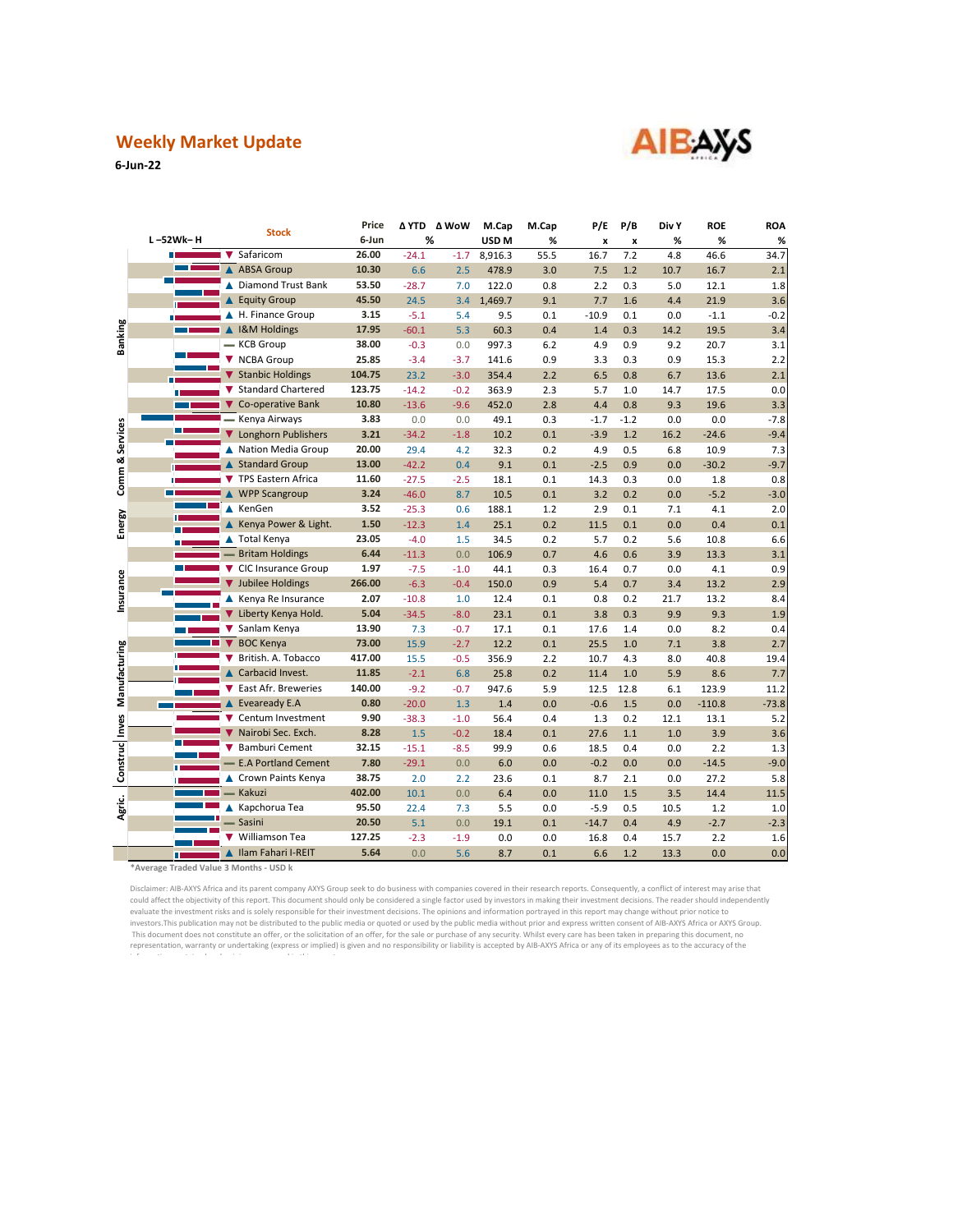## Weekly Market Update

**6-Jun-22**

AIB-AXYS AFRICA

| Sector | L –52Wk– H | Stock | Price 6-Jun | Δ YTD % | Δ WoW | M.Cap USD M | M.Cap % | P/E x | P/B x | Div Y % | ROE % | ROA % |
|---|---|---|---|---|---|---|---|---|---|---|---|---|
| Banking | | ▼ Safaricom | 26.00 | -24.1 | -1.7 | 8,916.3 | 55.5 | 16.7 | 7.2 | 4.8 | 46.6 | 34.7 |
| | | ▲ ABSA Group | 10.30 | 6.6 | 2.5 | 478.9 | 3.0 | 7.5 | 1.2 | 10.7 | 16.7 | 2.1 |
| | | ▲ Diamond Trust Bank | 53.50 | -28.7 | 7.0 | 122.0 | 0.8 | 2.2 | 0.3 | 5.0 | 12.1 | 1.8 |
| | | ▲ Equity Group | 45.50 | 24.5 | 3.4 | 1,469.7 | 9.1 | 7.7 | 1.6 | 4.4 | 21.9 | 3.6 |
| | | ▲ H. Finance Group | 3.15 | -5.1 | 5.4 | 9.5 | 0.1 | -10.9 | 0.1 | 0.0 | -1.1 | -0.2 |
| | | ▲ I&M Holdings | 17.95 | -60.1 | 5.3 | 60.3 | 0.4 | 1.4 | 0.3 | 14.2 | 19.5 | 3.4 |
| | | — KCB Group | 38.00 | -0.3 | 0.0 | 997.3 | 6.2 | 4.9 | 0.9 | 9.2 | 20.7 | 3.1 |
| | | ▼ NCBA Group | 25.85 | -3.4 | -3.7 | 141.6 | 0.9 | 3.3 | 0.3 | 0.9 | 15.3 | 2.2 |
| | | ▼ Stanbic Holdings | 104.75 | 23.2 | -3.0 | 354.4 | 2.2 | 6.5 | 0.8 | 6.7 | 13.6 | 2.1 |
| | | ▼ Standard Chartered | 123.75 | -14.2 | -0.2 | 363.9 | 2.3 | 5.7 | 1.0 | 14.7 | 17.5 | 0.0 |
| | | ▼ Co-operative Bank | 10.80 | -13.6 | -9.6 | 452.0 | 2.8 | 4.4 | 0.8 | 9.3 | 19.6 | 3.3 |
| Comm & Services | | — Kenya Airways | 3.83 | 0.0 | 0.0 | 49.1 | 0.3 | -1.7 | -1.2 | 0.0 | 0.0 | -7.8 |
| | | ▼ Longhorn Publishers | 3.21 | -34.2 | -1.8 | 10.2 | 0.1 | -3.9 | 1.2 | 16.2 | -24.6 | -9.4 |
| | | ▲ Nation Media Group | 20.00 | 29.4 | 4.2 | 32.3 | 0.2 | 4.9 | 0.5 | 6.8 | 10.9 | 7.3 |
| | | ▲ Standard Group | 13.00 | -42.2 | 0.4 | 9.1 | 0.1 | -2.5 | 0.9 | 0.0 | -30.2 | -9.7 |
| | | ▼ TPS Eastern Africa | 11.60 | -27.5 | -2.5 | 18.1 | 0.1 | 14.3 | 0.3 | 0.0 | 1.8 | 0.8 |
| | | ▲ WPP Scangroup | 3.24 | -46.0 | 8.7 | 10.5 | 0.1 | 3.2 | 0.2 | 0.0 | -5.2 | -3.0 |
| Energy | | ▲ KenGen | 3.52 | -25.3 | 0.6 | 188.1 | 1.2 | 2.9 | 0.1 | 7.1 | 4.1 | 2.0 |
| | | ▲ Kenya Power & Light. | 1.50 | -12.3 | 1.4 | 25.1 | 0.2 | 11.5 | 0.1 | 0.0 | 0.4 | 0.1 |
| | | ▲ Total Kenya | 23.05 | -4.0 | 1.5 | 34.5 | 0.2 | 5.7 | 0.2 | 5.6 | 10.8 | 6.6 |
| Insurance | | — Britam Holdings | 6.44 | -11.3 | 0.0 | 106.9 | 0.7 | 4.6 | 0.6 | 3.9 | 13.3 | 3.1 |
| | | ▼ CIC Insurance Group | 1.97 | -7.5 | -1.0 | 44.1 | 0.3 | 16.4 | 0.7 | 0.0 | 4.1 | 0.9 |
| | | ▼ Jubilee Holdings | 266.00 | -6.3 | -0.4 | 150.0 | 0.9 | 5.4 | 0.7 | 3.4 | 13.2 | 2.9 |
| | | ▲ Kenya Re Insurance | 2.07 | -10.8 | 1.0 | 12.4 | 0.1 | 0.8 | 0.2 | 21.7 | 13.2 | 8.4 |
| | | ▼ Liberty Kenya Hold. | 5.04 | -34.5 | -8.0 | 23.1 | 0.1 | 3.8 | 0.3 | 9.9 | 9.3 | 1.9 |
| | | ▼ Sanlam Kenya | 13.90 | 7.3 | -0.7 | 17.1 | 0.1 | 17.6 | 1.4 | 0.0 | 8.2 | 0.4 |
| Manufacturing | | ▼ BOC Kenya | 73.00 | 15.9 | -2.7 | 12.2 | 0.1 | 25.5 | 1.0 | 7.1 | 3.8 | 2.7 |
| | | ▼ British. A. Tobacco | 417.00 | 15.5 | -0.5 | 356.9 | 2.2 | 10.7 | 4.3 | 8.0 | 40.8 | 19.4 |
| | | ▲ Carbacid Invest. | 11.85 | -2.1 | 6.8 | 25.8 | 0.2 | 11.4 | 1.0 | 5.9 | 8.6 | 7.7 |
| | | ▼ East Afr. Breweries | 140.00 | -9.2 | -0.7 | 947.6 | 5.9 | 12.5 | 12.8 | 6.1 | 123.9 | 11.2 |
| | | ▲ Eveready E.A | 0.80 | -20.0 | 1.3 | 1.4 | 0.0 | -0.6 | 1.5 | 0.0 | -110.8 | -73.8 |
| Inves | | ▼ Centum Investment | 9.90 | -38.3 | -1.0 | 56.4 | 0.4 | 1.3 | 0.2 | 12.1 | 13.1 | 5.2 |
| | | ▼ Nairobi Sec. Exch. | 8.28 | 1.5 | -0.2 | 18.4 | 0.1 | 27.6 | 1.1 | 1.0 | 3.9 | 3.6 |
| Construc | | ▼ Bamburi Cement | 32.15 | -15.1 | -8.5 | 99.9 | 0.6 | 18.5 | 0.4 | 0.0 | 2.2 | 1.3 |
| | | — E.A Portland Cement | 7.80 | -29.1 | 0.0 | 6.0 | 0.0 | -0.2 | 0.0 | 0.0 | -14.5 | -9.0 |
| | | ▲ Crown Paints Kenya | 38.75 | 2.0 | 2.2 | 23.6 | 0.1 | 8.7 | 2.1 | 0.0 | 27.2 | 5.8 |
| Agric. | | — Kakuzi | 402.00 | 10.1 | 0.0 | 6.4 | 0.0 | 11.0 | 1.5 | 3.5 | 14.4 | 11.5 |
| | | ▲ Kapchorua Tea | 95.50 | 22.4 | 7.3 | 5.5 | 0.0 | -5.9 | 0.5 | 10.5 | 1.2 | 1.0 |
| | | — Sasini | 20.50 | 5.1 | 0.0 | 19.1 | 0.1 | -14.7 | 0.4 | 4.9 | -2.7 | -2.3 |
| | | ▼ Williamson Tea | 127.25 | -2.3 | -1.9 | 0.0 | 0.0 | 16.8 | 0.4 | 15.7 | 2.2 | 1.6 |
| | | ▲ Ilam Fahari I-REIT | 5.64 | 0.0 | 5.6 | 8.7 | 0.1 | 6.6 | 1.2 | 13.3 | 0.0 | 0.0 |

*Average Traded Value 3 Months - USD k

Disclaimer: AIB-AXYS Africa and its parent company AXYS Group seek to do business with companies covered in their research reports. Consequently, a conflict of interest may arise that could affect the objectivity of this report. This document should only be considered a single factor used by investors in making their investment decisions. The reader should independently evaluate the investment risks and is solely responsible for their investment decisions. The opinions and information portrayed in this report may change without prior notice to investors.This publication may not be distributed to the public media or quoted or used by the public media without prior and express written consent of AIB-AXYS Africa or AXYS Group. This document does not constitute an offer, or the solicitation of an offer, for the sale or purchase of any security. Whilst every care has been taken in preparing this document, no representation, warranty or undertaking (express or implied) is given and no responsibility or liability is accepted by AIB-AXYS Africa or any of its employees as to the accuracy of the